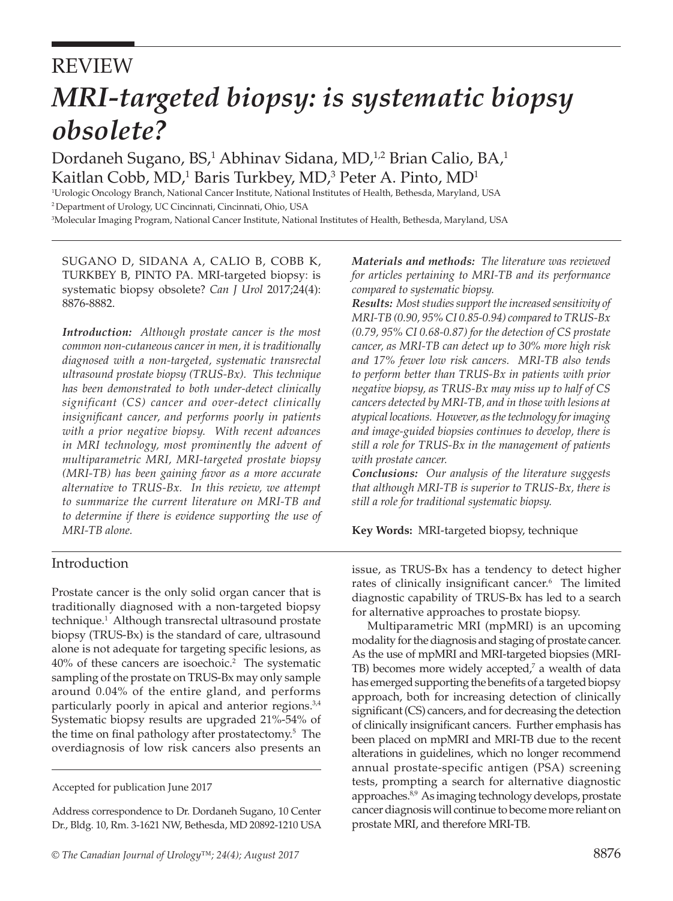REVIEW

# *MRI-targeted biopsy: is systematic biopsy obsolete?*

Dordaneh Sugano, BS,[1] Abhinav Sidana, MD,[1,2] Brian Calio, BA,[1] Kaitlan Cobb, MD,[1] Baris Turkbey, MD,[3] Peter A. Pinto, MD[1]

[1]Urologic Oncology Branch, National Cancer Institute, National Institutes of Health, Bethesda, Maryland, USA

[2]Department of Urology, UC Cincinnati, Cincinnati, Ohio, USA

[3]Molecular Imaging Program, National Cancer Institute, National Institutes of Health, Bethesda, Maryland, USA

SUGANO D, SIDANA A, CALIO B, COBB K, TURKBEY B, PINTO PA. MRI-targeted biopsy: is systematic biopsy obsolete? *Can J Urol* 2017;24(4): 8876-8882.

***Introduction:*** *Although prostate cancer is the most common non-cutaneous cancer in men, it is traditionally diagnosed with a non-targeted, systematic transrectal ultrasound prostate biopsy (TRUS-Bx). This technique has been demonstrated to both under-detect clinically significant (CS) cancer and over-detect clinically insignificant cancer, and performs poorly in patients with a prior negative biopsy. With recent advances in MRI technology, most prominently the advent of multiparametric MRI, MRI-targeted prostate biopsy (MRI-TB) has been gaining favor as a more accurate alternative to TRUS-Bx. In this review, we attempt to summarize the current literature on MRI-TB and to determine if there is evidence supporting the use of MRI-TB alone.*

***Materials and methods:*** *The literature was reviewed for articles pertaining to MRI-TB and its performance compared to systematic biopsy.*

***Results:*** *Most studies support the increased sensitivity of MRI-TB (0.90, 95% CI 0.85-0.94) compared to TRUS-Bx (0.79, 95% CI 0.68-0.87) for the detection of CS prostate cancer, as MRI-TB can detect up to 30% more high risk and 17% fewer low risk cancers. MRI-TB also tends to perform better than TRUS-Bx in patients with prior negative biopsy, as TRUS-Bx may miss up to half of CS cancers detected by MRI-TB, and in those with lesions at atypical locations. However, as the technology for imaging and image-guided biopsies continues to develop, there is still a role for TRUS-Bx in the management of patients with prostate cancer.*

***Conclusions:*** *Our analysis of the literature suggests that although MRI-TB is superior to TRUS-Bx, there is still a role for traditional systematic biopsy.*

**Key Words:** MRI-targeted biopsy, technique

## Introduction

Prostate cancer is the only solid organ cancer that is traditionally diagnosed with a non-targeted biopsy technique.[1] Although transrectal ultrasound prostate biopsy (TRUS-Bx) is the standard of care, ultrasound alone is not adequate for targeting specific lesions, as 40% of these cancers are isoechoic.[2] The systematic sampling of the prostate on TRUS-Bx may only sample around 0.04% of the entire gland, and performs particularly poorly in apical and anterior regions.[3,4] Systematic biopsy results are upgraded 21%-54% of the time on final pathology after prostatectomy.[5] The overdiagnosis of low risk cancers also presents an issue, as TRUS-Bx has a tendency to detect higher rates of clinically insignificant cancer.[6] The limited diagnostic capability of TRUS-Bx has led to a search for alternative approaches to prostate biopsy.

Multiparametric MRI (mpMRI) is an upcoming modality for the diagnosis and staging of prostate cancer. As the use of mpMRI and MRI-targeted biopsies (MRI-TB) becomes more widely accepted,[7] a wealth of data has emerged supporting the benefits of a targeted biopsy approach, both for increasing detection of clinically significant (CS) cancers, and for decreasing the detection of clinically insignificant cancers. Further emphasis has been placed on mpMRI and MRI-TB due to the recent alterations in guidelines, which no longer recommend annual prostate-specific antigen (PSA) screening tests, prompting a search for alternative diagnostic approaches.[8,9] As imaging technology develops, prostate cancer diagnosis will continue to become more reliant on prostate MRI, and therefore MRI-TB.

Accepted for publication June 2017

Address correspondence to Dr. Dordaneh Sugano, 10 Center Dr., Bldg. 10, Rm. 3-1621 NW, Bethesda, MD 20892-1210 USA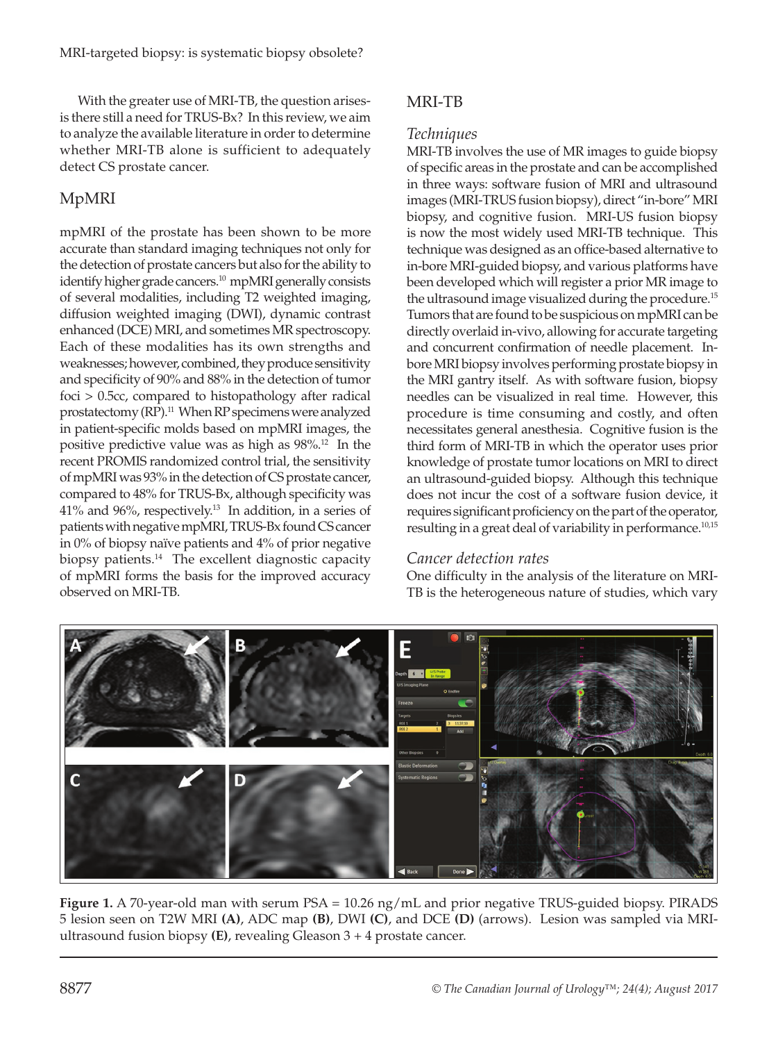With the greater use of MRI-TB, the question arises- is there still a need for TRUS-Bx? In this review, we aim to analyze the available literature in order to determine whether MRI-TB alone is sufficient to adequately detect CS prostate cancer.

## MpMRI

mpMRI of the prostate has been shown to be more accurate than standard imaging techniques not only for the detection of prostate cancers but also for the ability to identify higher grade cancers.[10] mpMRI generally consists of several modalities, including T2 weighted imaging, diffusion weighted imaging (DWI), dynamic contrast enhanced (DCE) MRI, and sometimes MR spectroscopy. Each of these modalities has its own strengths and weaknesses; however, combined, they produce sensitivity and specificity of 90% and 88% in the detection of tumor foci > 0.5cc, compared to histopathology after radical prostatectomy (RP).[11] When RP specimens were analyzed in patient-specific molds based on mpMRI images, the positive predictive value was as high as 98%.[12] In the recent PROMIS randomized control trial, the sensitivity of mpMRI was 93% in the detection of CS prostate cancer, compared to 48% for TRUS-Bx, although specificity was 41% and 96%, respectively.[13] In addition, in a series of patients with negative mpMRI, TRUS-Bx found CS cancer in 0% of biopsy naïve patients and 4% of prior negative biopsy patients.[14] The excellent diagnostic capacity of mpMRI forms the basis for the improved accuracy observed on MRI-TB.

## MRI-TB

### Techniques

MRI-TB involves the use of MR images to guide biopsy of specific areas in the prostate and can be accomplished in three ways: software fusion of MRI and ultrasound images (MRI-TRUS fusion biopsy), direct "in-bore" MRI biopsy, and cognitive fusion. MRI-US fusion biopsy is now the most widely used MRI-TB technique. This technique was designed as an office-based alternative to in-bore MRI-guided biopsy, and various platforms have been developed which will register a prior MR image to the ultrasound image visualized during the procedure.[15] Tumors that are found to be suspicious on mpMRI can be directly overlaid in-vivo, allowing for accurate targeting and concurrent confirmation of needle placement. In-bore MRI biopsy involves performing prostate biopsy in the MRI gantry itself. As with software fusion, biopsy needles can be visualized in real time. However, this procedure is time consuming and costly, and often necessitates general anesthesia. Cognitive fusion is the third form of MRI-TB in which the operator uses prior knowledge of prostate tumor locations on MRI to direct an ultrasound-guided biopsy. Although this technique does not incur the cost of a software fusion device, it requires significant proficiency on the part of the operator, resulting in a great deal of variability in performance.[10,15]

### Cancer detection rates

One difficulty in the analysis of the literature on MRI-TB is the heterogeneous nature of studies, which vary

**Figure 1.** A 70-year-old man with serum PSA = 10.26 ng/mL and prior negative TRUS-guided biopsy. PIRADS 5 lesion seen on T2W MRI **(A)**, ADC map **(B)**, DWI **(C)**, and DCE **(D)** (arrows). Lesion was sampled via MRI-ultrasound fusion biopsy **(E)**, revealing Gleason 3 + 4 prostate cancer.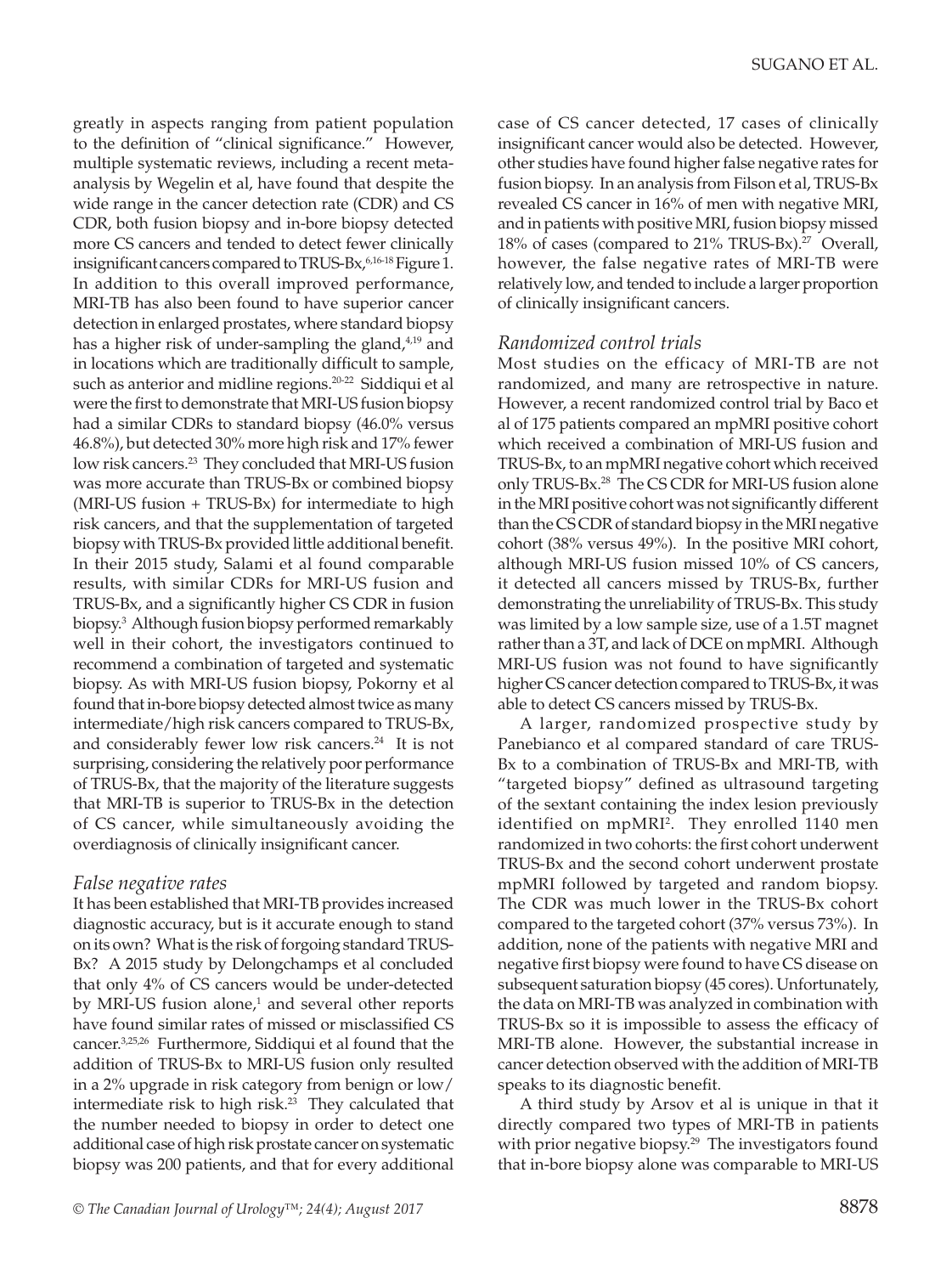greatly in aspects ranging from patient population to the definition of "clinical significance." However, multiple systematic reviews, including a recent meta-analysis by Wegelin et al, have found that despite the wide range in the cancer detection rate (CDR) and CS CDR, both fusion biopsy and in-bore biopsy detected more CS cancers and tended to detect fewer clinically insignificant cancers compared to TRUS-Bx,[6,16-18] Figure 1. In addition to this overall improved performance, MRI-TB has also been found to have superior cancer detection in enlarged prostates, where standard biopsy has a higher risk of under-sampling the gland,[4,19] and in locations which are traditionally difficult to sample, such as anterior and midline regions.[20-22] Siddiqui et al were the first to demonstrate that MRI-US fusion biopsy had a similar CDRs to standard biopsy (46.0% versus 46.8%), but detected 30% more high risk and 17% fewer low risk cancers.[23] They concluded that MRI-US fusion was more accurate than TRUS-Bx or combined biopsy (MRI-US fusion + TRUS-Bx) for intermediate to high risk cancers, and that the supplementation of targeted biopsy with TRUS-Bx provided little additional benefit. In their 2015 study, Salami et al found comparable results, with similar CDRs for MRI-US fusion and TRUS-Bx, and a significantly higher CS CDR in fusion biopsy.[3] Although fusion biopsy performed remarkably well in their cohort, the investigators continued to recommend a combination of targeted and systematic biopsy. As with MRI-US fusion biopsy, Pokorny et al found that in-bore biopsy detected almost twice as many intermediate/high risk cancers compared to TRUS-Bx, and considerably fewer low risk cancers.[24] It is not surprising, considering the relatively poor performance of TRUS-Bx, that the majority of the literature suggests that MRI-TB is superior to TRUS-Bx in the detection of CS cancer, while simultaneously avoiding the overdiagnosis of clinically insignificant cancer.

### *False negative rates*

It has been established that MRI-TB provides increased diagnostic accuracy, but is it accurate enough to stand on its own? What is the risk of forgoing standard TRUS-Bx? A 2015 study by Delongchamps et al concluded that only 4% of CS cancers would be under-detected by MRI-US fusion alone,[1] and several other reports have found similar rates of missed or misclassified CS cancer.[3,25,26] Furthermore, Siddiqui et al found that the addition of TRUS-Bx to MRI-US fusion only resulted in a 2% upgrade in risk category from benign or low/intermediate risk to high risk.[23] They calculated that the number needed to biopsy in order to detect one additional case of high risk prostate cancer on systematic biopsy was 200 patients, and that for every additional case of CS cancer detected, 17 cases of clinically insignificant cancer would also be detected. However, other studies have found higher false negative rates for fusion biopsy. In an analysis from Filson et al, TRUS-Bx revealed CS cancer in 16% of men with negative MRI, and in patients with positive MRI, fusion biopsy missed 18% of cases (compared to 21% TRUS-Bx).[27] Overall, however, the false negative rates of MRI-TB were relatively low, and tended to include a larger proportion of clinically insignificant cancers.

### *Randomized control trials*

Most studies on the efficacy of MRI-TB are not randomized, and many are retrospective in nature. However, a recent randomized control trial by Baco et al of 175 patients compared an mpMRI positive cohort which received a combination of MRI-US fusion and TRUS-Bx, to an mpMRI negative cohort which received only TRUS-Bx.[28] The CS CDR for MRI-US fusion alone in the MRI positive cohort was not significantly different than the CS CDR of standard biopsy in the MRI negative cohort (38% versus 49%). In the positive MRI cohort, although MRI-US fusion missed 10% of CS cancers, it detected all cancers missed by TRUS-Bx, further demonstrating the unreliability of TRUS-Bx. This study was limited by a low sample size, use of a 1.5T magnet rather than a 3T, and lack of DCE on mpMRI. Although MRI-US fusion was not found to have significantly higher CS cancer detection compared to TRUS-Bx, it was able to detect CS cancers missed by TRUS-Bx.

A larger, randomized prospective study by Panebianco et al compared standard of care TRUS-Bx to a combination of TRUS-Bx and MRI-TB, with "targeted biopsy" defined as ultrasound targeting of the sextant containing the index lesion previously identified on mpMRI[2]. They enrolled 1140 men randomized in two cohorts: the first cohort underwent TRUS-Bx and the second cohort underwent prostate mpMRI followed by targeted and random biopsy. The CDR was much lower in the TRUS-Bx cohort compared to the targeted cohort (37% versus 73%). In addition, none of the patients with negative MRI and negative first biopsy were found to have CS disease on subsequent saturation biopsy (45 cores). Unfortunately, the data on MRI-TB was analyzed in combination with TRUS-Bx so it is impossible to assess the efficacy of MRI-TB alone. However, the substantial increase in cancer detection observed with the addition of MRI-TB speaks to its diagnostic benefit.

A third study by Arsov et al is unique in that it directly compared two types of MRI-TB in patients with prior negative biopsy.[29] The investigators found that in-bore biopsy alone was comparable to MRI-US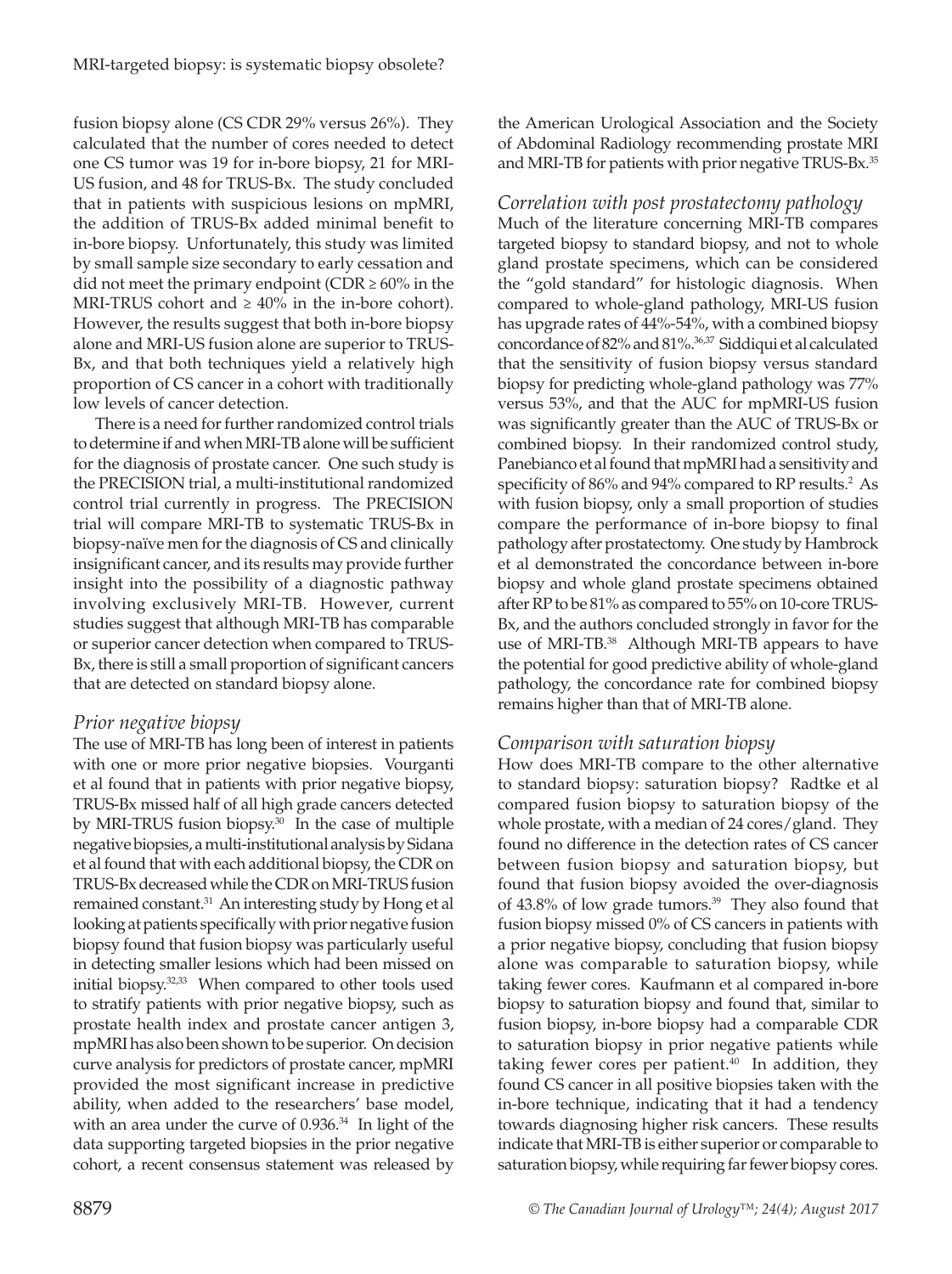fusion biopsy alone (CS CDR 29% versus 26%). They calculated that the number of cores needed to detect one CS tumor was 19 for in-bore biopsy, 21 for MRI-US fusion, and 48 for TRUS-Bx. The study concluded that in patients with suspicious lesions on mpMRI, the addition of TRUS-Bx added minimal benefit to in-bore biopsy. Unfortunately, this study was limited by small sample size secondary to early cessation and did not meet the primary endpoint (CDR ≥ 60% in the MRI-TRUS cohort and ≥ 40% in the in-bore cohort). However, the results suggest that both in-bore biopsy alone and MRI-US fusion alone are superior to TRUS-Bx, and that both techniques yield a relatively high proportion of CS cancer in a cohort with traditionally low levels of cancer detection.

There is a need for further randomized control trials to determine if and when MRI-TB alone will be sufficient for the diagnosis of prostate cancer. One such study is the PRECISION trial, a multi-institutional randomized control trial currently in progress. The PRECISION trial will compare MRI-TB to systematic TRUS-Bx in biopsy-naïve men for the diagnosis of CS and clinically insignificant cancer, and its results may provide further insight into the possibility of a diagnostic pathway involving exclusively MRI-TB. However, current studies suggest that although MRI-TB has comparable or superior cancer detection when compared to TRUS-Bx, there is still a small proportion of significant cancers that are detected on standard biopsy alone.

### *Prior negative biopsy*

The use of MRI-TB has long been of interest in patients with one or more prior negative biopsies. Vourganti et al found that in patients with prior negative biopsy, TRUS-Bx missed half of all high grade cancers detected by MRI-TRUS fusion biopsy.[30] In the case of multiple negative biopsies, a multi-institutional analysis by Sidana et al found that with each additional biopsy, the CDR on TRUS-Bx decreased while the CDR on MRI-TRUS fusion remained constant.[31] An interesting study by Hong et al looking at patients specifically with prior negative fusion biopsy found that fusion biopsy was particularly useful in detecting smaller lesions which had been missed on initial biopsy.[32,33] When compared to other tools used to stratify patients with prior negative biopsy, such as prostate health index and prostate cancer antigen 3, mpMRI has also been shown to be superior. On decision curve analysis for predictors of prostate cancer, mpMRI provided the most significant increase in predictive ability, when added to the researchers' base model, with an area under the curve of 0.936.[34] In light of the data supporting targeted biopsies in the prior negative cohort, a recent consensus statement was released by the American Urological Association and the Society of Abdominal Radiology recommending prostate MRI and MRI-TB for patients with prior negative TRUS-Bx.[35]

### *Correlation with post prostatectomy pathology*

Much of the literature concerning MRI-TB compares targeted biopsy to standard biopsy, and not to whole gland prostate specimens, which can be considered the "gold standard" for histologic diagnosis. When compared to whole-gland pathology, MRI-US fusion has upgrade rates of 44%-54%, with a combined biopsy concordance of 82% and 81%.[36,37] Siddiqui et al calculated that the sensitivity of fusion biopsy versus standard biopsy for predicting whole-gland pathology was 77% versus 53%, and that the AUC for mpMRI-US fusion was significantly greater than the AUC of TRUS-Bx or combined biopsy. In their randomized control study, Panebianco et al found that mpMRI had a sensitivity and specificity of 86% and 94% compared to RP results.[2] As with fusion biopsy, only a small proportion of studies compare the performance of in-bore biopsy to final pathology after prostatectomy. One study by Hambrock et al demonstrated the concordance between in-bore biopsy and whole gland prostate specimens obtained after RP to be 81% as compared to 55% on 10-core TRUS-Bx, and the authors concluded strongly in favor for the use of MRI-TB.[38] Although MRI-TB appears to have the potential for good predictive ability of whole-gland pathology, the concordance rate for combined biopsy remains higher than that of MRI-TB alone.

### *Comparison with saturation biopsy*

How does MRI-TB compare to the other alternative to standard biopsy: saturation biopsy? Radtke et al compared fusion biopsy to saturation biopsy of the whole prostate, with a median of 24 cores/gland. They found no difference in the detection rates of CS cancer between fusion biopsy and saturation biopsy, but found that fusion biopsy avoided the over-diagnosis of 43.8% of low grade tumors.[39] They also found that fusion biopsy missed 0% of CS cancers in patients with a prior negative biopsy, concluding that fusion biopsy alone was comparable to saturation biopsy, while taking fewer cores. Kaufmann et al compared in-bore biopsy to saturation biopsy and found that, similar to fusion biopsy, in-bore biopsy had a comparable CDR to saturation biopsy in prior negative patients while taking fewer cores per patient.[40] In addition, they found CS cancer in all positive biopsies taken with the in-bore technique, indicating that it had a tendency towards diagnosing higher risk cancers. These results indicate that MRI-TB is either superior or comparable to saturation biopsy, while requiring far fewer biopsy cores.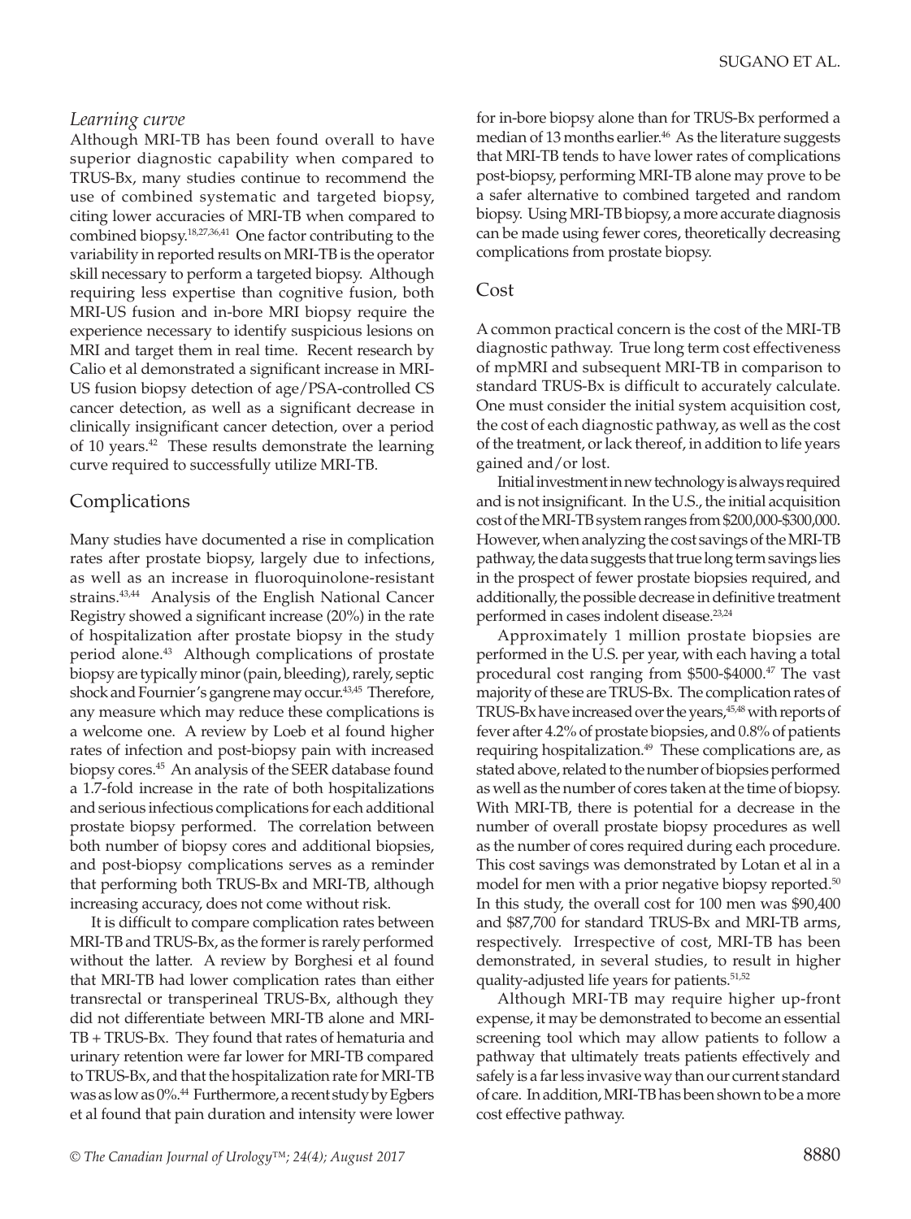### *Learning curve*

Although MRI-TB has been found overall to have superior diagnostic capability when compared to TRUS-Bx, many studies continue to recommend the use of combined systematic and targeted biopsy, citing lower accuracies of MRI-TB when compared to combined biopsy.[18,27,36,41] One factor contributing to the variability in reported results on MRI-TB is the operator skill necessary to perform a targeted biopsy. Although requiring less expertise than cognitive fusion, both MRI-US fusion and in-bore MRI biopsy require the experience necessary to identify suspicious lesions on MRI and target them in real time. Recent research by Calio et al demonstrated a significant increase in MRI-US fusion biopsy detection of age/PSA-controlled CS cancer detection, as well as a significant decrease in clinically insignificant cancer detection, over a period of 10 years.[42] These results demonstrate the learning curve required to successfully utilize MRI-TB.

## Complications

Many studies have documented a rise in complication rates after prostate biopsy, largely due to infections, as well as an increase in fluoroquinolone-resistant strains.[43,44] Analysis of the English National Cancer Registry showed a significant increase (20%) in the rate of hospitalization after prostate biopsy in the study period alone.[43] Although complications of prostate biopsy are typically minor (pain, bleeding), rarely, septic shock and Fournier's gangrene may occur.[43,45] Therefore, any measure which may reduce these complications is a welcome one. A review by Loeb et al found higher rates of infection and post-biopsy pain with increased biopsy cores.[45] An analysis of the SEER database found a 1.7-fold increase in the rate of both hospitalizations and serious infectious complications for each additional prostate biopsy performed. The correlation between both number of biopsy cores and additional biopsies, and post-biopsy complications serves as a reminder that performing both TRUS-Bx and MRI-TB, although increasing accuracy, does not come without risk.

It is difficult to compare complication rates between MRI-TB and TRUS-Bx, as the former is rarely performed without the latter. A review by Borghesi et al found that MRI-TB had lower complication rates than either transrectal or transperineal TRUS-Bx, although they did not differentiate between MRI-TB alone and MRI-TB + TRUS-Bx. They found that rates of hematuria and urinary retention were far lower for MRI-TB compared to TRUS-Bx, and that the hospitalization rate for MRI-TB was as low as 0%.[44] Furthermore, a recent study by Egbers et al found that pain duration and intensity were lower for in-bore biopsy alone than for TRUS-Bx performed a median of 13 months earlier.[46] As the literature suggests that MRI-TB tends to have lower rates of complications post-biopsy, performing MRI-TB alone may prove to be a safer alternative to combined targeted and random biopsy. Using MRI-TB biopsy, a more accurate diagnosis can be made using fewer cores, theoretically decreasing complications from prostate biopsy.

## Cost

A common practical concern is the cost of the MRI-TB diagnostic pathway. True long term cost effectiveness of mpMRI and subsequent MRI-TB in comparison to standard TRUS-Bx is difficult to accurately calculate. One must consider the initial system acquisition cost, the cost of each diagnostic pathway, as well as the cost of the treatment, or lack thereof, in addition to life years gained and/or lost.

Initial investment in new technology is always required and is not insignificant. In the U.S., the initial acquisition cost of the MRI-TB system ranges from $200,000-$300,000. However, when analyzing the cost savings of the MRI-TB pathway, the data suggests that true long term savings lies in the prospect of fewer prostate biopsies required, and additionally, the possible decrease in definitive treatment performed in cases indolent disease.[23,24]

Approximately 1 million prostate biopsies are performed in the U.S. per year, with each having a total procedural cost ranging from $500-$4000.[47] The vast majority of these are TRUS-Bx. The complication rates of TRUS-Bx have increased over the years,[45,48] with reports of fever after 4.2% of prostate biopsies, and 0.8% of patients requiring hospitalization.[49] These complications are, as stated above, related to the number of biopsies performed as well as the number of cores taken at the time of biopsy. With MRI-TB, there is potential for a decrease in the number of overall prostate biopsy procedures as well as the number of cores required during each procedure. This cost savings was demonstrated by Lotan et al in a model for men with a prior negative biopsy reported.[50] In this study, the overall cost for 100 men was $90,400 and $87,700 for standard TRUS-Bx and MRI-TB arms, respectively. Irrespective of cost, MRI-TB has been demonstrated, in several studies, to result in higher quality-adjusted life years for patients.[51,52]

Although MRI-TB may require higher up-front expense, it may be demonstrated to become an essential screening tool which may allow patients to follow a pathway that ultimately treats patients effectively and safely is a far less invasive way than our current standard of care. In addition, MRI-TB has been shown to be a more cost effective pathway.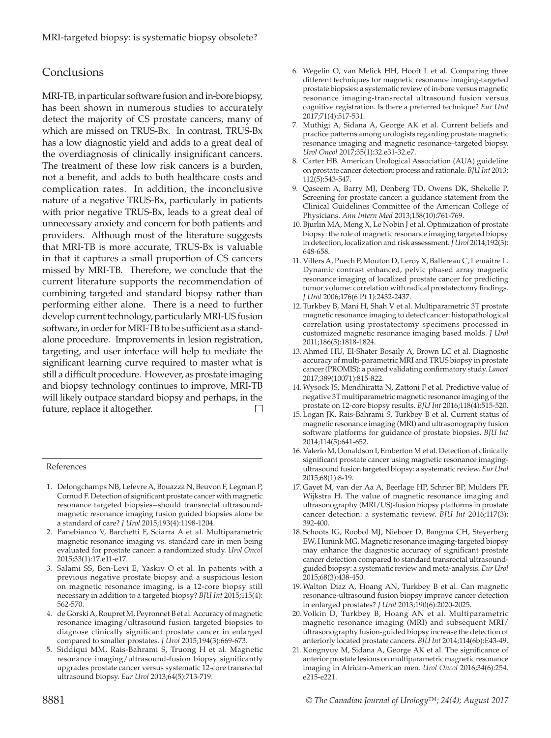## Conclusions

MRI-TB, in particular software fusion and in-bore biopsy, has been shown in numerous studies to accurately detect the majority of CS prostate cancers, many of which are missed on TRUS-Bx. In contrast, TRUS-Bx has a low diagnostic yield and adds to a great deal of the overdiagnosis of clinically insignificant cancers. The treatment of these low risk cancers is a burden, not a benefit, and adds to both healthcare costs and complication rates. In addition, the inconclusive nature of a negative TRUS-Bx, particularly in patients with prior negative TRUS-Bx, leads to a great deal of unnecessary anxiety and concern for both patients and providers. Although most of the literature suggests that MRI-TB is more accurate, TRUS-Bx is valuable in that it captures a small proportion of CS cancers missed by MRI-TB. Therefore, we conclude that the current literature supports the recommendation of combining targeted and standard biopsy rather than performing either alone. There is a need to further develop current technology, particularly MRI-US fusion software, in order for MRI-TB to be sufficient as a stand-alone procedure. Improvements in lesion registration, targeting, and user interface will help to mediate the significant learning curve required to master what is still a difficult procedure. However, as prostate imaging and biopsy technology continues to improve, MRI-TB will likely outpace standard biopsy and perhaps, in the future, replace it altogether. □

## References

1. Delongchamps NB, Lefevre A, Bouazza N, Beuvon F, Legman P, Cornud F. Detection of significant prostate cancer with magnetic resonance targeted biopsies--should transrectal ultrasound-magnetic resonance imaging fusion guided biopsies alone be a standard of care? *J Urol* 2015;193(4):1198-1204.
2. Panebianco V, Barchetti F, Sciarra A et al. Multiparametric magnetic resonance imaging vs. standard care in men being evaluated for prostate cancer: a randomized study. *Urol Oncol* 2015;33(1):17.e11-e17.
3. Salami SS, Ben-Levi E, Yaskiv O et al. In patients with a previous negative prostate biopsy and a suspicious lesion on magnetic resonance imaging, is a 12-core biopsy still necessary in addition to a targeted biopsy? *BJU Int* 2015;115(4): 562-570.
4. de Gorski A, Roupret M, Peyronnet B et al. Accuracy of magnetic resonance imaging/ultrasound fusion targeted biopsies to diagnose clinically significant prostate cancer in enlarged compared to smaller prostates. *J Urol* 2015;194(3):669-673.
5. Siddiqui MM, Rais-Bahrami S, Truong H et al. Magnetic resonance imaging/ultrasound-fusion biopsy significantly upgrades prostate cancer versus systematic 12-core transrectal ultrasound biopsy. *Eur Urol* 2013;64(5):713-719.
6. Wegelin O, van Melick HH, Hooft L et al. Comparing three different techniques for magnetic resonance imaging-targeted prostate biopsies: a systematic review of in-bore versus magnetic resonance imaging-transrectal ultrasound fusion versus cognitive registration. Is there a preferred technique? *Eur Urol* 2017;71(4):517-531.
7. Muthigi A, Sidana A, George AK et al. Current beliefs and practice patterns among urologists regarding prostate magnetic resonance imaging and magnetic resonance–targeted biopsy. *Urol Oncol* 2017;35(1):32.e31-32.e7.
8. Carter HB. American Urological Association (AUA) guideline on prostate cancer detection: process and rationale. *BJU Int* 2013; 112(5):543-547.
9. Qaseem A, Barry MJ, Denberg TD, Owens DK, Shekelle P. Screening for prostate cancer: a guidance statement from the Clinical Guidelines Committee of the American College of Physicians. *Ann Intern Med* 2013;158(10):761-769.
10. Bjurlin MA, Meng X, Le Nobin J et al. Optimization of prostate biopsy: the role of magnetic resonance imaging targeted biopsy in detection, localization and risk assessment. *J Urol* 2014;192(3): 648-658.
11. Villers A, Puech P, Mouton D, Leroy X, Ballereau C, Lemaitre L. Dynamic contrast enhanced, pelvic phased array magnetic resonance imaging of localized prostate cancer for predicting tumor volume: correlation with radical prostatectomy findings. *J Urol* 2006;176(6 Pt 1):2432-2437.
12. Turkbey B, Mani H, Shah V et al. Multiparametric 3T prostate magnetic resonance imaging to detect cancer: histopathological correlation using prostatectomy specimens processed in customized magnetic resonance imaging based molds. *J Urol* 2011;186(5):1818-1824.
13. Ahmed HU, El-Shater Bosaily A, Brown LC et al. Diagnostic accuracy of multi-parametric MRI and TRUS biopsy in prostate cancer (PROMIS): a paired validating confirmatory study. *Lancet* 2017;389(10071):815-822.
14. Wysock JS, Mendhiratta N, Zattoni F et al. Predictive value of negative 3T multiparametric magnetic resonance imaging of the prostate on 12-core biopsy results. *BJU Int* 2016;118(4):515-520.
15. Logan JK, Rais-Bahrami S, Turkbey B et al. Current status of magnetic resonance imaging (MRI) and ultrasonography fusion software platforms for guidance of prostate biopsies. *BJU Int* 2014;114(5):641-652.
16. Valerio M, Donaldson I, Emberton M et al. Detection of clinically significant prostate cancer using magnetic resonance imaging-ultrasound fusion targeted biopsy: a systematic review. *Eur Urol* 2015;68(1):8-19.
17. Gayet M, van der Aa A, Beerlage HP, Schrier BP, Mulders PF, Wijkstra H. The value of magnetic resonance imaging and ultrasonography (MRI/US)-fusion biopsy platforms in prostate cancer detection: a systematic review. *BJU Int* 2016;117(3): 392-400.
18. Schoots IG, Roobol MJ, Nieboer D, Bangma CH, Steyerberg EW, Hunink MG. Magnetic resonance imaging-targeted biopsy may enhance the diagnostic accuracy of significant prostate cancer detection compared to standard transrectal ultrasound-guided biopsy: a systematic review and meta-analysis. *Eur Urol* 2015;68(3):438-450.
19. Walton Diaz A, Hoang AN, Turkbey B et al. Can magnetic resonance-ultrasound fusion biopsy improve cancer detection in enlarged prostates? *J Urol* 2013;190(6):2020-2025.
20. Volkin D, Turkbey B, Hoang AN et al. Multiparametric magnetic resonance imaging (MRI) and subsequent MRI/ultrasonography fusion-guided biopsy increase the detection of anteriorly located prostate cancers. *BJU Int* 2014;114(6b):E43-49.
21. Kongnyuy M, Sidana A, George AK et al. The significance of anterior prostate lesions on multiparametric magnetic resonance imaging in African-American men. *Urol Oncol* 2016;34(6):254. e215-e221.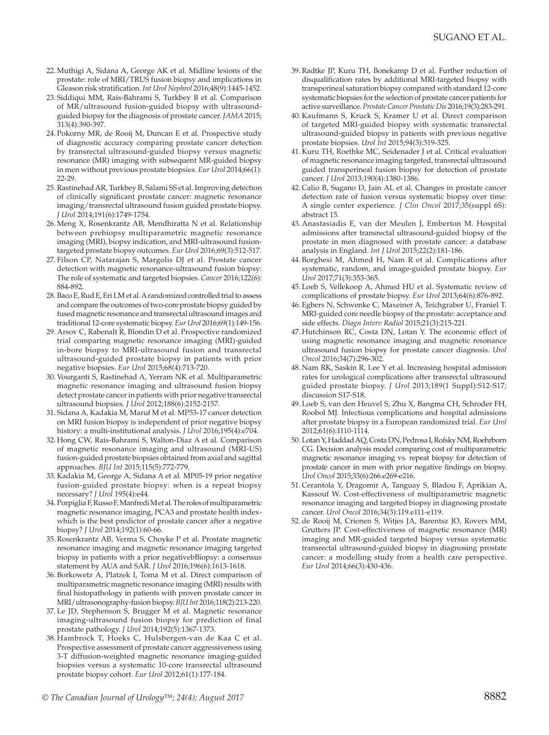22. Muthigi A, Sidana A, George AK et al. Midline lesions of the prostate: role of MRI/TRUS fusion biopsy and implications in Gleason risk stratification. *Int Urol Nephrol* 2016;48(9):1445-1452.
23. Siddiqui MM, Rais-Bahrami S, Turkbey B et al. Comparison of MR/ultrasound fusion-guided biopsy with ultrasound-guided biopsy for the diagnosis of prostate cancer. *JAMA* 2015; 313(4):390-397.
24. Pokorny MR, de Rooij M, Duncan E et al. Prospective study of diagnostic accuracy comparing prostate cancer detection by transrectal ultrasound-guided biopsy versus magnetic resonance (MR) imaging with subsequent MR-guided biopsy in men without previous prostate biopsies. *Eur Urol* 2014;66(1): 22-29.
25. Rastinehad AR, Turkbey B, Salami SS et al. Improving detection of clinically significant prostate cancer: magnetic resonance imaging/transrectal ultrasound fusion guided prostate biopsy. *J Urol* 2014;191(6):1749-1754.
26. Meng X, Rosenkrantz AB, Mendhiratta N et al. Relationship between prebiopsy multiparametric magnetic resonance imaging (MRI), biopsy indication, and MRI-ultrasound fusion-targeted prostate biopsy outcomes. *Eur Urol* 2016;69(3):512-517.
27. Filson CP, Natarajan S, Margolis DJ et al. Prostate cancer detection with magnetic resonance-ultrasound fusion biopsy: The role of systematic and targeted biopsies. *Cancer* 2016;122(6): 884-892.
28. Baco E, Rud E, Eri LM et al. A randomized controlled trial to assess and compare the outcomes of two-core prostate biopsy guided by fused magnetic resonance and transrectal ultrasound images and traditional 12-core systematic biopsy. *Eur Urol* 2016;69(1):149-156.
29. Arsov C, Rabenalt R, Blondin D et al. Prospective randomized trial comparing magnetic resonance imaging (MRI)-guided in-bore biopsy to MRI-ultrasound fusion and transrectal ultrasound-guided prostate biopsy in patients with prior negative biopsies. *Eur Urol* 2015;68(4):713-720.
30. Vourganti S, Rastinehad A, Yerram NK et al. Multiparametric magnetic resonance imaging and ultrasound fusion biopsy detect prostate cancer in patients with prior negative transrectal ultrasound biopsies. *J Urol* 2012;188(6):2152-2157.
31. Sidana A, Kadakia M, Maruf M et al. MP53-17 cancer detection on MRI fusion biopsy is independent of prior negative biopsy history: a multi-institutional analysis. *J Urol* 2016;195(4):e704.
32. Hong CW, Rais-Bahrami S, Walton-Diaz A et al. Comparison of magnetic resonance imaging and ultrasound (MRI-US) fusion-guided prostate biopsies obtained from axial and sagittal approaches. *BJU Int* 2015;115(5):772-779.
33. Kadakia M, George A, Sidana A et al. MP05-19 prior negative fusion-guided prostate biopsy: when is a repeat biopsy necessary? *J Urol* 195(4):e44.
34. Porpiglia F, Russo F, Manfredi M et al. The roles of multiparametric magnetic resonance imaging, PCA3 and prostate health index-which is the best predictor of prostate cancer after a negative biopsy? *J Urol* 2014;192(1):60-66.
35. Rosenkrantz AB, Verma S, Choyke P et al. Prostate magnetic resonance imaging and magnetic resonance imaging targeted biopsy in patients with a prior negativebBiopsy: a consensus statement by AUA and SAR. *J Urol* 2016;196(6):1613-1618.
36. Borkowetz A, Platzek I, Toma M et al. Direct comparison of multiparametric magnetic resonance imaging (MRI) results with final histopathology in patients with proven prostate cancer in MRI/ultrasonography-fusion biopsy. *BJU Int* 2016;118(2):213-220.
37. Le JD, Stephenson S, Brugger M et al. Magnetic resonance imaging-ultrasound fusion biopsy for prediction of final prostate pathology. *J Urol* 2014;192(5):1367-1373.
38. Hambrock T, Hoeks C, Hulsbergen-van de Kaa C et al. Prospective assessment of prostate cancer aggressiveness using 3-T diffusion-weighted magnetic resonance imaging-guided biopsies versus a systematic 10-core transrectal ultrasound prostate biopsy cohort. *Eur Urol* 2012;61(1):177-184.
39. Radtke JP, Kuru TH, Bonekamp D et al. Further reduction of disqualification rates by additional MRI-targeted biopsy with transperineal saturation biopsy compared with standard 12-core systematic biopsies for the selection of prostate cancer patients for active surveillance. *Prostate Cancer Prostatic Dis* 2016;19(3):283-291.
40. Kaufmann S, Kruck S, Kramer U et al. Direct comparison of targeted MRI-guided biopsy with systematic transrectal ultrasound-guided biopsy in patients with previous negative prostate biopsies. *Urol Int* 2015;94(3):319-325.
41. Kuru TH, Roethke MC, Seidenader J et al. Critical evaluation of magnetic resonance imaging targeted, transrectal ultrasound guided transperineal fusion biopsy for detection of prostate cancer. *J Urol* 2013;190(4):1380-1386.
42. Calio B, Sugano D, Jain AL et al. Changes in prostate cancer detection rate of fusion versus systematic biopsy over time: A single center experience. *J Clin Oncol* 2017;35(suppl 6S): abstract 15.
43. Anastasiadis E, van der Meulen J, Emberton M. Hospital admissions after transrectal ultrasound-guided biopsy of the prostate in men diagnosed with prostate cancer: a database analysis in England. *Int J Urol* 2015;22(2):181-186.
44. Borghesi M, Ahmed H, Nam R et al. Complications after systematic, random, and image-guided prostate biopsy. *Eur Urol* 2017;71(3):353-365.
45. Loeb S, Vellekoop A, Ahmed HU et al. Systematic review of complications of prostate biopsy. *Eur Urol* 2013;64(6):876-892.
46. Egbers N, Schwenke C, Maxeiner A, Teichgraber U, Franiel T. MRI-guided core needle biopsy of the prostate: acceptance and side effects. *Diagn Interv Radiol* 2015;21(3):215-221.
47. Hutchinson RC, Costa DN, Lotan Y. The economic effect of using magnetic resonance imaging and magnetic resonance ultrasound fusion biopsy for prostate cancer diagnosis. *Urol Oncol* 2016;34(7):296-302.
48. Nam RK, Saskin R, Lee Y et al. Increasing hospital admission rates for urological complications after transrectal ultrasound guided prostate biopsy. *J Urol* 2013;189(1 Suppl):S12-S17; discussion S17-S18.
49. Loeb S, van den Heuvel S, Zhu X, Bangma CH, Schroder FH, Roobol MJ. Infectious complications and hospital admissions after prostate biopsy in a European randomized trial. *Eur Urol* 2012;61(6):1110-1114.
50. Lotan Y, Haddad AQ, Costa DN, Pedrosa I, Rofsky NM, Roehrborn CG. Decision analysis model comparing cost of multiparametric magnetic resonance imaging vs. repeat biopsy for detection of prostate cancer in men with prior negative findings on biopsy. *Urol Oncol* 2015;33(6):266.e269-e216.
51. Cerantola Y, Dragomir A, Tanguay S, Bladou F, Aprikian A, Kassouf W. Cost-effectiveness of multiparametric magnetic resonance imaging and targeted biopsy in diagnosing prostate cancer. *Urol Oncol* 2016;34(3):119.e111-e119.
52. de Rooij M, Crienen S, Witjes JA, Barentsz JO, Rovers MM, Grutters JP. Cost-effectiveness of magnetic resonance (MR) imaging and MR-guided targeted biopsy versus systematic transrectal ultrasound-guided biopsy in diagnosing prostate cancer: a modelling study from a health care perspective. *Eur Urol* 2014;66(3):430-436.